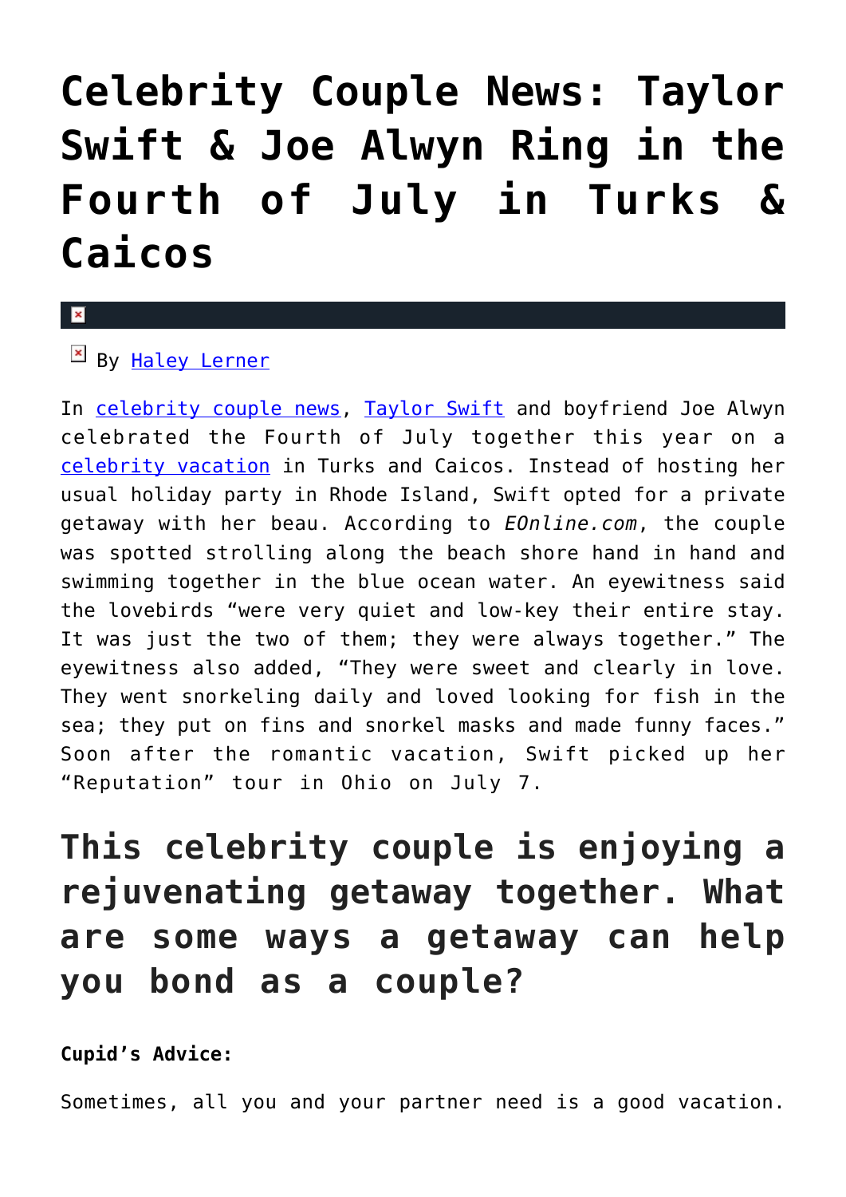# Celebrity Couple News: Taylor Swift & Joe Alwyn Ring in the Fourth of July in Turks & Caicos

By Haley Lerner

In celebrity couple news, Taylor Swift and boyfriend Joe Alwyn celebrated the Fourth of July together this year on a celebrity vacation in Turks and Caicos. Instead of hosting her usual holiday party in Rhode Island, Swift opted for a private getaway with her beau. According to *EOnline.com*, the couple was spotted strolling along the beach shore hand in hand and swimming together in the blue ocean water. An eyewitness said the lovebirds "were very quiet and low-key their entire stay. It was just the two of them; they were always together." The eyewitness also added, "They were sweet and clearly in love. They went snorkeling daily and loved looking for fish in the sea; they put on fins and snorkel masks and made funny faces." Soon after the romantic vacation, Swift picked up her "Reputation" tour in Ohio on July 7.

## This celebrity couple is enjoying a rejuvenating getaway together. What are some ways a getaway can help you bond as a couple?

**Cupid's Advice:**

Sometimes, all you and your partner need is a good vacation.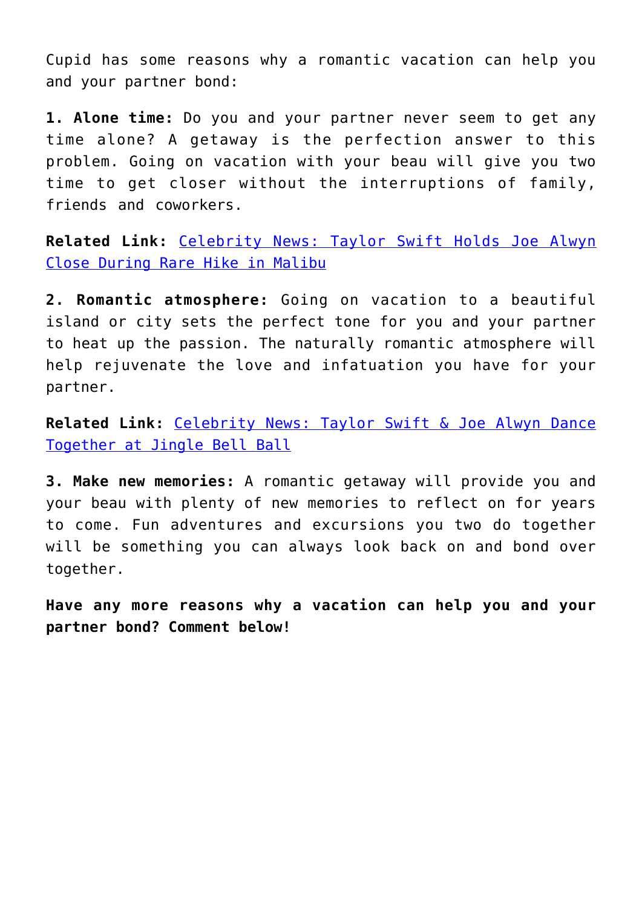Cupid has some reasons why a romantic vacation can help you and your partner bond:

**1. Alone time:** Do you and your partner never seem to get any time alone? A getaway is the perfection answer to this problem. Going on vacation with your beau will give you two time to get closer without the interruptions of family, friends and coworkers.

**Related Link:** Celebrity News: Taylor Swift Holds Joe Alwyn Close During Rare Hike in Malibu

**2. Romantic atmosphere:** Going on vacation to a beautiful island or city sets the perfect tone for you and your partner to heat up the passion. The naturally romantic atmosphere will help rejuvenate the love and infatuation you have for your partner.

**Related Link:** Celebrity News: Taylor Swift & Joe Alwyn Dance Together at Jingle Bell Ball

**3. Make new memories:** A romantic getaway will provide you and your beau with plenty of new memories to reflect on for years to come. Fun adventures and excursions you two do together will be something you can always look back on and bond over together.

**Have any more reasons why a vacation can help you and your partner bond? Comment below!**